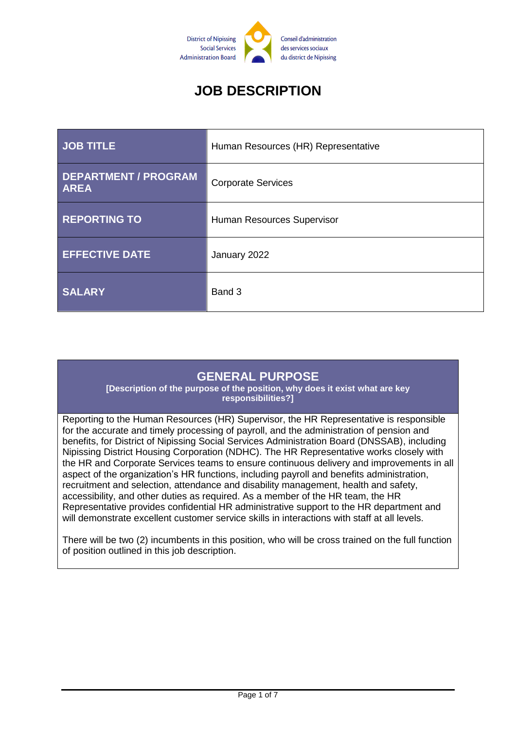District of Nipissing Social Services Administration Board

Conseil d'administration des services sociaux du district de Nipissing

# JOB DESCRIPTION

| JOB TITLE | Human Resources (HR) Representative |
|---|---|
| DEPARTMENT / PROGRAM AREA | Corporate Services |
| REPORTING TO | Human Resources Supervisor |
| EFFECTIVE DATE | January 2022 |
| SALARY | Band 3 |

## GENERAL PURPOSE

**[Description of the purpose of the position, why does it exist what are key responsibilities?]**

Reporting to the Human Resources (HR) Supervisor, the HR Representative is responsible for the accurate and timely processing of payroll, and the administration of pension and benefits, for District of Nipissing Social Services Administration Board (DNSSAB), including Nipissing District Housing Corporation (NDHC). The HR Representative works closely with the HR and Corporate Services teams to ensure continuous delivery and improvements in all aspect of the organization's HR functions, including payroll and benefits administration, recruitment and selection, attendance and disability management, health and safety, accessibility, and other duties as required. As a member of the HR team, the HR Representative provides confidential HR administrative support to the HR department and will demonstrate excellent customer service skills in interactions with staff at all levels.

There will be two (2) incumbents in this position, who will be cross trained on the full function of position outlined in this job description.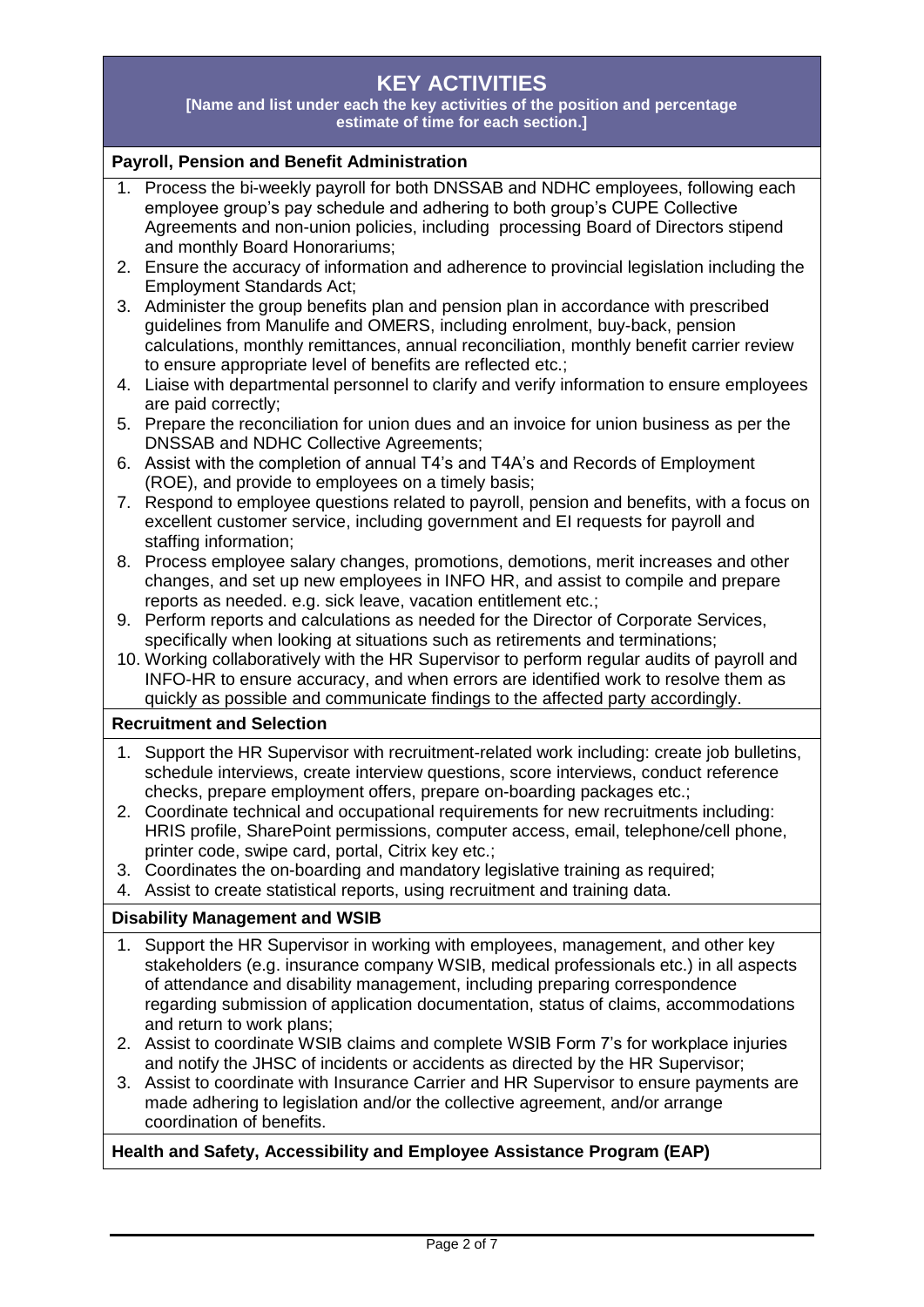## KEY ACTIVITIES

**[Name and list under each the key activities of the position and percentage estimate of time for each section.]**

### Payroll, Pension and Benefit Administration

1. Process the bi-weekly payroll for both DNSSAB and NDHC employees, following each employee group's pay schedule and adhering to both group's CUPE Collective Agreements and non-union policies, including processing Board of Directors stipend and monthly Board Honorariums;
2. Ensure the accuracy of information and adherence to provincial legislation including the Employment Standards Act;
3. Administer the group benefits plan and pension plan in accordance with prescribed guidelines from Manulife and OMERS, including enrolment, buy-back, pension calculations, monthly remittances, annual reconciliation, monthly benefit carrier review to ensure appropriate level of benefits are reflected etc.;
4. Liaise with departmental personnel to clarify and verify information to ensure employees are paid correctly;
5. Prepare the reconciliation for union dues and an invoice for union business as per the DNSSAB and NDHC Collective Agreements;
6. Assist with the completion of annual T4's and T4A's and Records of Employment (ROE), and provide to employees on a timely basis;
7. Respond to employee questions related to payroll, pension and benefits, with a focus on excellent customer service, including government and EI requests for payroll and staffing information;
8. Process employee salary changes, promotions, demotions, merit increases and other changes, and set up new employees in INFO HR, and assist to compile and prepare reports as needed. e.g. sick leave, vacation entitlement etc.;
9. Perform reports and calculations as needed for the Director of Corporate Services, specifically when looking at situations such as retirements and terminations;
10. Working collaboratively with the HR Supervisor to perform regular audits of payroll and INFO-HR to ensure accuracy, and when errors are identified work to resolve them as quickly as possible and communicate findings to the affected party accordingly.

### Recruitment and Selection

1. Support the HR Supervisor with recruitment-related work including: create job bulletins, schedule interviews, create interview questions, score interviews, conduct reference checks, prepare employment offers, prepare on-boarding packages etc.;
2. Coordinate technical and occupational requirements for new recruitments including: HRIS profile, SharePoint permissions, computer access, email, telephone/cell phone, printer code, swipe card, portal, Citrix key etc.;
3. Coordinates the on-boarding and mandatory legislative training as required;
4. Assist to create statistical reports, using recruitment and training data.

### Disability Management and WSIB

1. Support the HR Supervisor in working with employees, management, and other key stakeholders (e.g. insurance company WSIB, medical professionals etc.) in all aspects of attendance and disability management, including preparing correspondence regarding submission of application documentation, status of claims, accommodations and return to work plans;
2. Assist to coordinate WSIB claims and complete WSIB Form 7's for workplace injuries and notify the JHSC of incidents or accidents as directed by the HR Supervisor;
3. Assist to coordinate with Insurance Carrier and HR Supervisor to ensure payments are made adhering to legislation and/or the collective agreement, and/or arrange coordination of benefits.

### Health and Safety, Accessibility and Employee Assistance Program (EAP)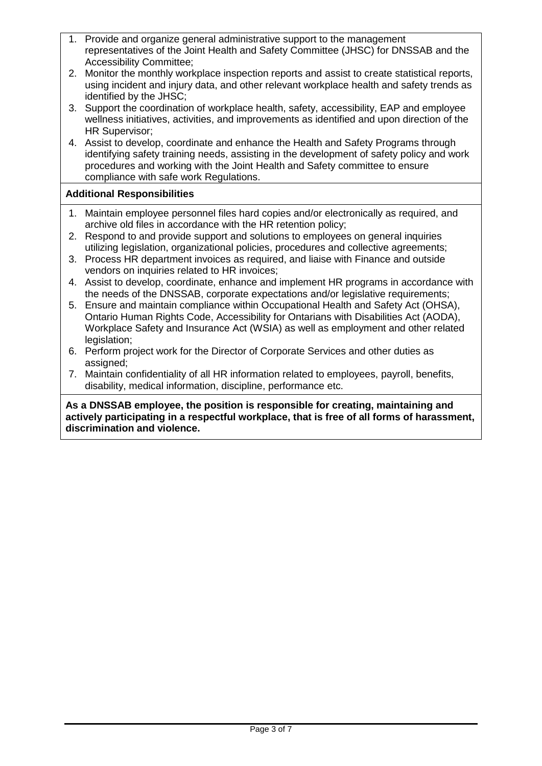1. Provide and organize general administrative support to the management representatives of the Joint Health and Safety Committee (JHSC) for DNSSAB and the Accessibility Committee;
2. Monitor the monthly workplace inspection reports and assist to create statistical reports, using incident and injury data, and other relevant workplace health and safety trends as identified by the JHSC;
3. Support the coordination of workplace health, safety, accessibility, EAP and employee wellness initiatives, activities, and improvements as identified and upon direction of the HR Supervisor;
4. Assist to develop, coordinate and enhance the Health and Safety Programs through identifying safety training needs, assisting in the development of safety policy and work procedures and working with the Joint Health and Safety committee to ensure compliance with safe work Regulations.

**Additional Responsibilities**

1. Maintain employee personnel files hard copies and/or electronically as required, and archive old files in accordance with the HR retention policy;
2. Respond to and provide support and solutions to employees on general inquiries utilizing legislation, organizational policies, procedures and collective agreements;
3. Process HR department invoices as required, and liaise with Finance and outside vendors on inquiries related to HR invoices;
4. Assist to develop, coordinate, enhance and implement HR programs in accordance with the needs of the DNSSAB, corporate expectations and/or legislative requirements;
5. Ensure and maintain compliance within Occupational Health and Safety Act (OHSA), Ontario Human Rights Code, Accessibility for Ontarians with Disabilities Act (AODA), Workplace Safety and Insurance Act (WSIA) as well as employment and other related legislation;
6. Perform project work for the Director of Corporate Services and other duties as assigned;
7. Maintain confidentiality of all HR information related to employees, payroll, benefits, disability, medical information, discipline, performance etc.

**As a DNSSAB employee, the position is responsible for creating, maintaining and actively participating in a respectful workplace, that is free of all forms of harassment, discrimination and violence.**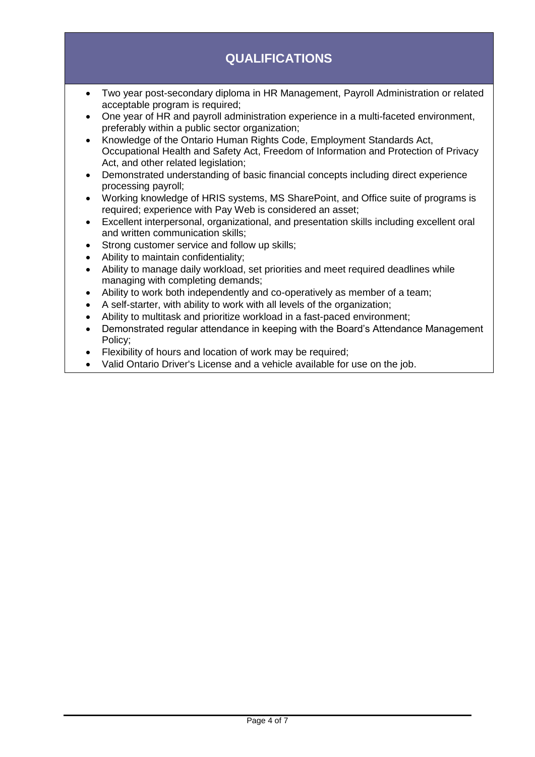## QUALIFICATIONS

- Two year post-secondary diploma in HR Management, Payroll Administration or related acceptable program is required;
- One year of HR and payroll administration experience in a multi-faceted environment, preferably within a public sector organization;
- Knowledge of the Ontario Human Rights Code, Employment Standards Act, Occupational Health and Safety Act, Freedom of Information and Protection of Privacy Act, and other related legislation;
- Demonstrated understanding of basic financial concepts including direct experience processing payroll;
- Working knowledge of HRIS systems, MS SharePoint, and Office suite of programs is required; experience with Pay Web is considered an asset;
- Excellent interpersonal, organizational, and presentation skills including excellent oral and written communication skills;
- Strong customer service and follow up skills;
- Ability to maintain confidentiality;
- Ability to manage daily workload, set priorities and meet required deadlines while managing with completing demands;
- Ability to work both independently and co-operatively as member of a team;
- A self-starter, with ability to work with all levels of the organization;
- Ability to multitask and prioritize workload in a fast-paced environment;
- Demonstrated regular attendance in keeping with the Board's Attendance Management Policy;
- Flexibility of hours and location of work may be required;
- Valid Ontario Driver's License and a vehicle available for use on the job.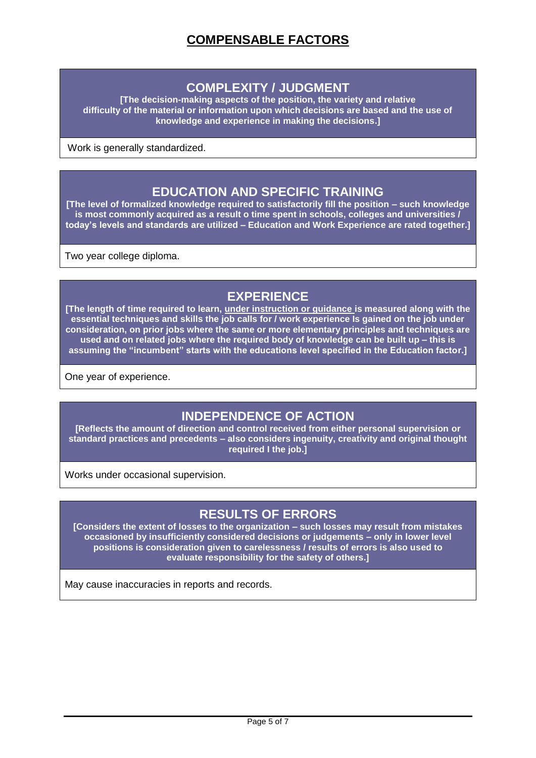# COMPENSABLE FACTORS

## COMPLEXITY / JUDGMENT

**[The decision-making aspects of the position, the variety and relative difficulty of the material or information upon which decisions are based and the use of knowledge and experience in making the decisions.]**

Work is generally standardized.

## EDUCATION AND SPECIFIC TRAINING

**[The level of formalized knowledge required to satisfactorily fill the position – such knowledge is most commonly acquired as a result o time spent in schools, colleges and universities / today's levels and standards are utilized – Education and Work Experience are rated together.]**

Two year college diploma.

## EXPERIENCE

**[The length of time required to learn, <u>under instruction or guidance</u> is measured along with the essential techniques and skills the job calls for / work experience is gained on the job under consideration, on prior jobs where the same or more elementary principles and techniques are used and on related jobs where the required body of knowledge can be built up – this is assuming the "incumbent" starts with the educations level specified in the Education factor.]**

One year of experience.

## INDEPENDENCE OF ACTION

**[Reflects the amount of direction and control received from either personal supervision or standard practices and precedents – also considers ingenuity, creativity and original thought required I the job.]**

Works under occasional supervision.

## RESULTS OF ERRORS

**[Considers the extent of losses to the organization – such losses may result from mistakes occasioned by insufficiently considered decisions or judgements – only in lower level positions is consideration given to carelessness / results of errors is also used to evaluate responsibility for the safety of others.]**

May cause inaccuracies in reports and records.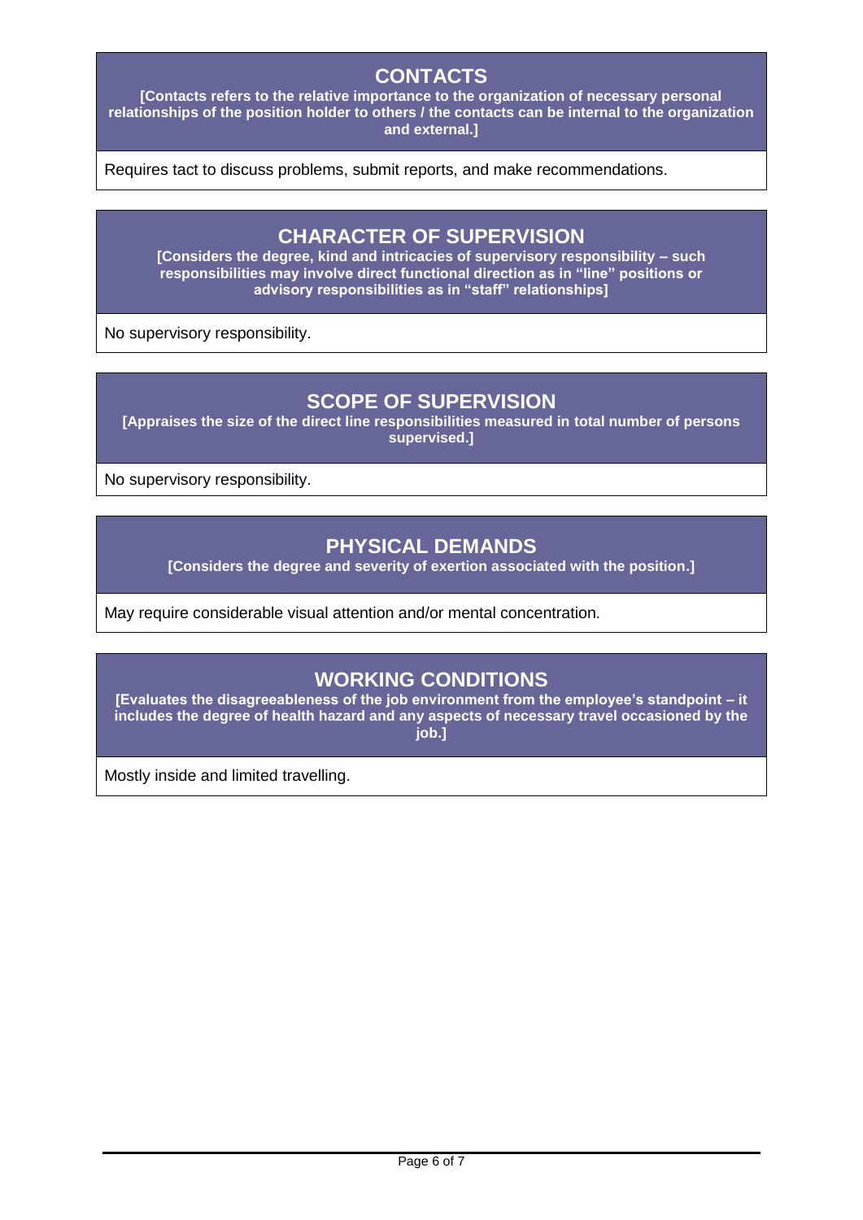## CONTACTS

**[Contacts refers to the relative importance to the organization of necessary personal relationships of the position holder to others / the contacts can be internal to the organization and external.]**

Requires tact to discuss problems, submit reports, and make recommendations.

## CHARACTER OF SUPERVISION

**[Considers the degree, kind and intricacies of supervisory responsibility – such responsibilities may involve direct functional direction as in "line" positions or advisory responsibilities as in "staff" relationships]**

No supervisory responsibility.

## SCOPE OF SUPERVISION

**[Appraises the size of the direct line responsibilities measured in total number of persons supervised.]**

No supervisory responsibility.

## PHYSICAL DEMANDS

**[Considers the degree and severity of exertion associated with the position.]**

May require considerable visual attention and/or mental concentration.

## WORKING CONDITIONS

**[Evaluates the disagreeableness of the job environment from the employee's standpoint – it includes the degree of health hazard and any aspects of necessary travel occasioned by the job.]**

Mostly inside and limited travelling.